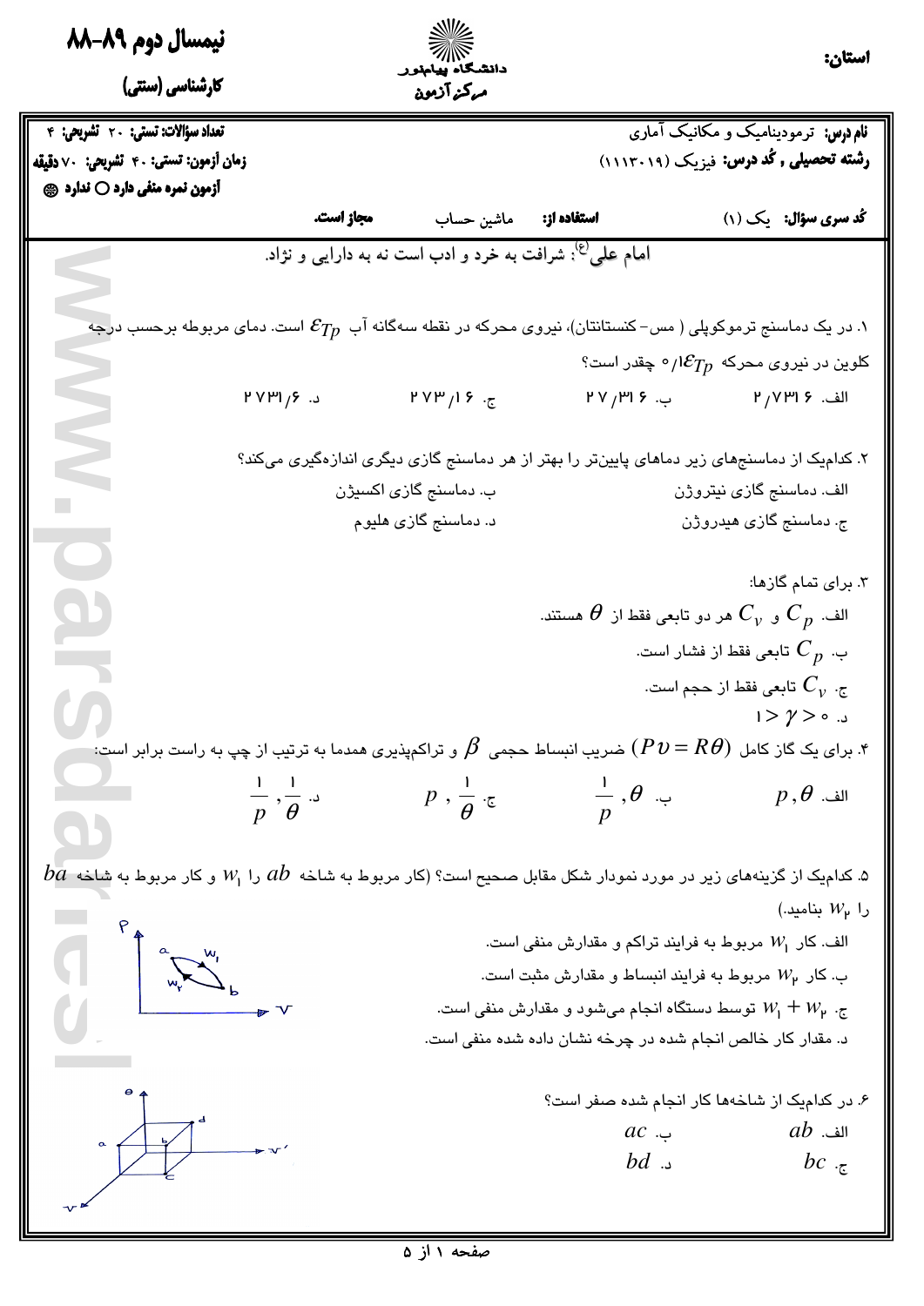نیمسال دوم ۸۹-۸۸

کارشناسی (سنتی)

دانشگاه پیام‌نور
مرکز آزمون

استان:

تعداد سؤالات: تستی: ۲۰ تشریحی: ۴

زمان آزمون: تستی: ۴۰ تشریحی: ۷۰ دقیقه

آزمون نمره منفی دارد ○ ندارد ⊛

نام درس: ترمودینامیک و مکانیک آماری

رشته تحصیلی , کُد درس: فیزیک (۱۱۱۳۰۱۹)

کُد سری سؤال: یک (۱)

استفاده از: ماشین حساب مجاز است.

امام علی(ع): شرافت به خرد و ادب است نه به دارایی و نژاد.

۱. در یک دماسنج ترموکوپلی ( مس- کنستانتان)، نیروی محرکه در نقطه سه‌گانه آب $\mathcal{E}_{Tp}$ است. دمای مربوطه برحسب درجه کلوین در نیروی محرکه $0/1\mathcal{E}_{Tp}$ چقدر است؟

الف. ۲/۷۳۱۶  ب. ۲۷/۳۱۶  ج. ۲۷۳/۱۶  د. ۲۷۳۱/۶

۲. کدام‌یک از دماسنج‌های زیر دماهای پایین‌تر را بهتر از هر دماسنج گازی دیگری اندازه‌گیری می‌کند؟

الف. دماسنج گازی نیتروژن  ب. دماسنج گازی اکسیژن

ج. دماسنج گازی هیدروژن  د. دماسنج گازی هلیوم

۳. برای تمام گازها:

الف. $C_p$ و $C_v$ هر دو تابعی فقط از $\theta$ هستند.

ب. $C_p$ تابعی فقط از فشار است.

ج. $C_v$ تابعی فقط از حجم است.

د. $1 > \gamma > 0$

۴. برای یک گاز کامل $(Pv = R\theta)$ ضریب انبساط حجمی $\beta$ و تراکم‌پذیری همدما به ترتیب از چپ به راست برابر است:

الف. $p, \theta$  ب. $\frac{1}{p}, \theta$  ج. $p, \frac{1}{\theta}$  د. $\frac{1}{p}, \frac{1}{\theta}$

۵. کدام‌یک از گزینه‌های زیر در مورد نمودار شکل مقابل صحیح است؟ (کار مربوط به شاخه $ab$ را $W_1$ و کار مربوط به شاخه $ba$ را $W_2$ بنامید.)

الف. کار $W_1$ مربوط به فرایند تراکم و مقدارش منفی است.

ب. کار $W_2$ مربوط به فرایند انبساط و مقدارش مثبت است.

ج. $W_1 + W_2$ توسط دستگاه انجام می‌شود و مقدارش منفی است.

د. مقدار کار خالص انجام شده در چرخه نشان داده شده منفی است.

۶. در کدام‌یک از شاخه‌ها کار انجام شده صفر است؟

الف. $ab$  ب. $ac$

ج. $bc$  د. $bd$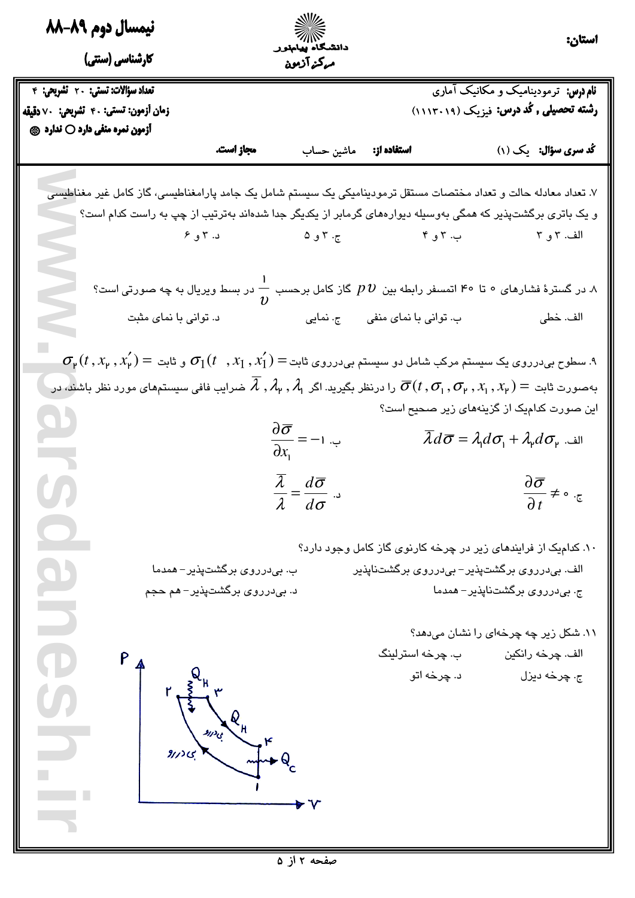**نیمسال دوم ۸۹-۸۸**

**کارشناسی (سنتی)**

دانشگاه پیام‌نور
مرکز آزمون

**استان:**

**تعداد سؤالات: تستی: ۲۰ تشریحی: ۴**

**زمان آزمون: تستی: ۴۰ تشریحی: ۷۰ دقیقه**

**آزمون نمره منفی دارد ○ ندارد ●**

**نام درس:** ترمودینامیک و مکانیک آماری

**رشته تحصیلی ، کُد درس:** فیزیک (۱۱۱۳۰۱۹)

**کُد سری سؤال:** یک (۱)

**استفاده از:** ماشین حساب **مجاز است.**

۷. تعداد معادله حالت و تعداد مختصات مستقل ترمودینامیکی یک سیستم شامل یک جامد پارامغناطیسی، گاز کامل غیر مغناطیسی و یک باتری برگشت‌پذیر که همگی به‌وسیله دیواره‌های گرمابر از یکدیگر جدا شده‌اند به‌ترتیب از چپ به راست کدام است؟

الف. ۳ و ۳ ب. ۳ و ۴ ج. ۳ و ۵ د. ۳ و ۶

۸. در گسترهٔ فشارهای ۰ تا ۴۰ اتمسفر رابطه بین $pv$ گاز کامل برحسب $\frac{1}{v}$ در بسط ویریال به چه صورتی است؟

الف. خطی ب. توانی با نمای منفی ج. نمایی د. توانی با نمای مثبت

۹. سطوح بی‌دررروی یک سیستم مرکب شامل دو سیستم بی‌دررروی ثابت $= \sigma_1(t \ , x_1 , x_1')$ و ثابت $= \sigma_2(t , x_2 , x_2')$ به‌صورت ثابت $= \overline{\sigma}(t , \sigma_1 , \sigma_2 , x_1 , x_2)$ را درنظر بگیرید. اگر $\overline{\lambda}$ , $\lambda_2$ , $\lambda_1$ ضرایب فافی سیستم‌های مورد نظر باشند، در این صورت کدام‌یک از گزینه‌های زیر صحیح است؟

الف. $\overline{\lambda} d\overline{\sigma} = \lambda_1 d\sigma_1 + \lambda_2 d\sigma_2$

ب. $\frac{\partial \overline{\sigma}}{\partial x_1} = -1$

ج. $\frac{\partial \overline{\sigma}}{\partial t} \neq 0$

د. $\frac{\overline{\lambda}}{\lambda} = \frac{d\overline{\sigma}}{d\sigma}$

۱۰. کدام‌یک از فرایندهای زیر در چرخه کارنوی گاز کامل وجود دارد؟

الف. بی‌دررروی برگشت‌پذیر- بی‌دررروی برگشت‌ناپذیر

ب. بی‌دررروی برگشت‌پذیر- همدما

ج. بی‌دررروی برگشت‌ناپذیر- همدما

د. بی‌دررروی برگشت‌پذیر- هم حجم

۱۱. شکل زیر چه چرخه‌ای را نشان می‌دهد؟

الف. چرخه رانکین ب. چرخه استرلینگ

ج. چرخه دیزل د. چرخه اتو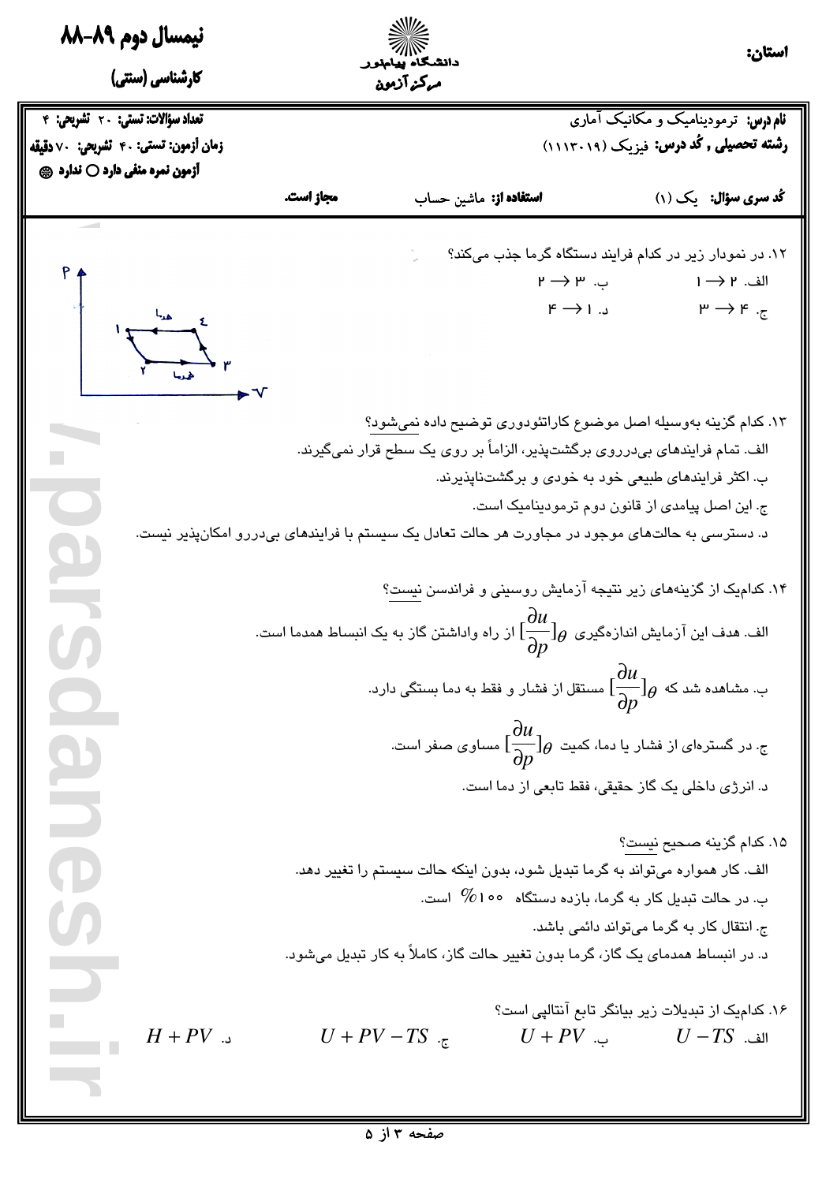نیمسال دوم ۸۹-۸۸

کارشناسی (سنتی)

دانشگاه پیام‌نور
مرکز آزمون

استان:

**تعداد سؤالات: تستی: ۲۰ تشریحی: ۴**
**زمان آزمون: تستی: ۴۰ تشریحی: ۷۰ دقیقه**
**آزمون نمره منفی دارد ○ ندارد ◉**

**نام درس:** ترمودینامیک و مکانیک آماری
**رشته تحصیلی , کُد درس:** فیزیک (۱۱۱۳۰۱۹)

**کُد سری سؤال:** یک (۱) **استفاده از:** ماشین حساب **مجاز است.**

۱۲. در نمودار زیر در کدام فرایند دستگاه گرما جذب می‌کند؟

الف. ۲ ← ۱ ب. ۳ ← ۲

ج. ۴ ← ۳ د. ۱ ← ۴

(نمودار P–V: چرخه با نقاط ۱، ۲، ۳، ۴؛ فرایند ۱–۴ «هم‌دما» و فرایند ۲–۳ «هم‌دما»)

۱۳. کدام گزینه به‌وسیله اصل موضوع کاراتئودوری توضیح داده نمی‌شود؟

الف. تمام فرایندهای بی‌دررروی برگشت‌پذیر، الزاماً بر روی یک سطح قرار نمی‌گیرند.

ب. اکثر فرایندهای طبیعی خود به خودی و برگشت‌ناپذیرند.

ج. این اصل پیامدی از قانون دوم ترمودینامیک است.

د. دسترسی به حالت‌های موجود در مجاورت هر حالت تعادل یک سیستم با فرایندهای بی‌دررو امکان‌پذیر نیست.

۱۴. کدام‌یک از گزینه‌های زیر نتیجه آزمایش روسینی و فراندسن نیست؟

الف. هدف این آزمایش اندازه‌گیری $[\frac{\partial u}{\partial p}]_{\theta}$ از راه واداشتن گاز به یک انبساط همدما است.

ب. مشاهده شد که $[\frac{\partial u}{\partial p}]_{\theta}$ مستقل از فشار و فقط به دما بستگی دارد.

ج. در گستره‌ای از فشار یا دما، کمیت $[\frac{\partial u}{\partial p}]_{\theta}$ مساوی صفر است.

د. انرژی داخلی یک گاز حقیقی، فقط تابعی از دما است.

۱۵. کدام گزینه صحیح نیست؟

الف. کار همواره می‌تواند به گرما تبدیل شود، بدون اینکه حالت سیستم را تغییر دهد.

ب. در حالت تبدیل کار به گرما، بازده دستگاه ۱۰۰% است.

ج. انتقال کار به گرما می‌تواند دائمی باشد.

د. در انبساط همدمای یک گاز، گرما بدون تغییر حالت گاز، کاملاً به کار تبدیل می‌شود.

۱۶. کدام‌یک از تبدیلات زیر بیانگر تابع آنتالپی است؟

الف. $U - TS$ ب. $U + PV$ ج. $U + PV - TS$ د. $H + PV$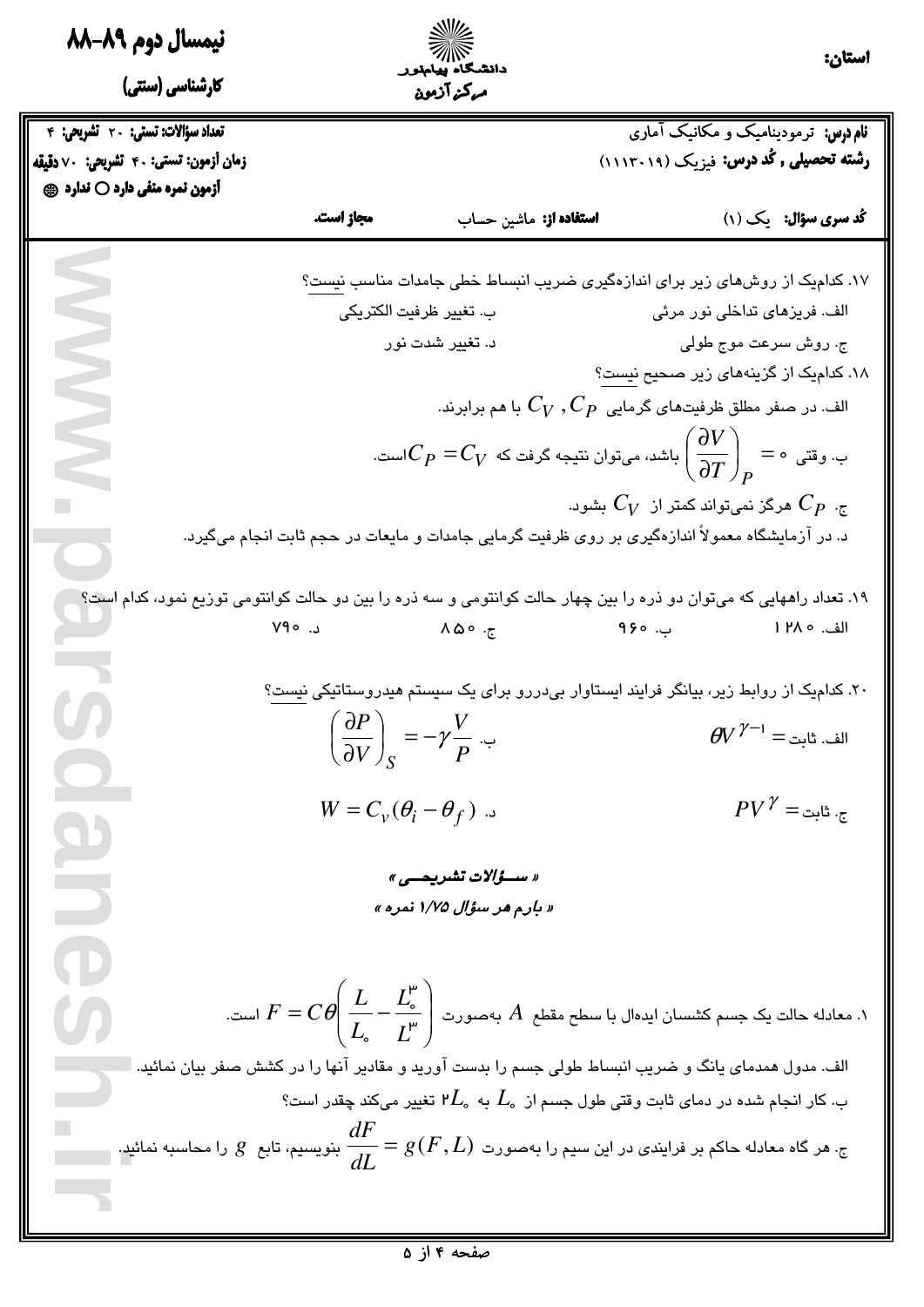**نیمسال دوم ۸۹-۸۸**

**کارشناسی (سنتی)**

دانشگاه پیام‌نور
مرکز آزمون

**استان:**

**تعداد سؤالات: تستی: ۲۰ تشریحی: ۴**
**زمان آزمون: تستی: ۴۰ تشریحی: ۷۰ دقیقه**
**آزمون نمره منفی دارد ○ ندارد ◉**

**نام درس:** ترمودینامیک و مکانیک آماری
**رشته تحصیلی , کُد درس:** فیزیک (۱۱۱۳۰۱۹)

**کُد سری سؤال:** یک (۱) **استفاده از:** ماشین حساب **مجاز است.**

۱۷. کدام‌یک از روش‌های زیر برای اندازه‌گیری ضریب انبساط خطی جامدات مناسب نیست؟

الف. فریزهای تداخلی نور مرئی ب. تغییر ظرفیت الکتریکی

ج. روش سرعت موج طولی د. تغییر شدت نور

۱۸. کدام‌یک از گزینه‌های زیر صحیح نیست؟

الف. در صفر مطلق ظرفیت‌های گرمایی $C_P$ , $C_V$ با هم برابرند.

ب. وقتی $\left(\frac{\partial V}{\partial T}\right)_P = 0$ باشد، می‌توان نتیجه گرفت که $C_P = C_V$ است.

ج. $C_P$ هرگز نمی‌تواند کمتر از $C_V$ بشود.

د. در آزمایشگاه معمولاً اندازه‌گیری بر روی ظرفیت گرمایی جامدات و مایعات در حجم ثابت انجام می‌گیرد.

۱۹. تعداد راههایی که می‌توان دو ذره را بین چهار حالت کوانتومی و سه ذره را بین دو حالت کوانتومی توزیع نمود، کدام است؟

الف. ۱۲۸۰ ب. ۹۶۰ ج. ۸۵۰ د. ۷۹۰

۲۰. کدام‌یک از روابط زیر، بیانگر فرایند ایستاوار بی‌دررو برای یک سیستم هیدروستاتیکی نیست؟

الف. $\theta V^{\gamma-1} =$ ثابت ب. $\left(\frac{\partial P}{\partial V}\right)_S = -\gamma \frac{V}{P}$

ج. $PV^{\gamma} =$ ثابت د. $W = C_v(\theta_i - \theta_f)$

**« سـؤالات تشریحـی »**

**« بارم هر سؤال ۱/۷۵ نمره »**

۱. معادله حالت یک جسم کشسان ایده‌ال با سطح مقطع $A$ به‌صورت $F = C\theta\left(\frac{L}{L_0} - \frac{L_0^3}{L^3}\right)$ است.

الف. مدول همدمای یانگ و ضریب انبساط طولی جسم را بدست آورید و مقادیر آنها را در کشش صفر بیان نمائید.

ب. کار انجام شده در دمای ثابت وقتی طول جسم از $L_0$ به $2L_0$ تغییر می‌کند چقدر است؟

ج. هر گاه معادله حاکم بر فرایندی در این سیم را به‌صورت $\frac{dF}{dL} = g(F, L)$ بنویسیم، تابع $g$ را محاسبه نمائید.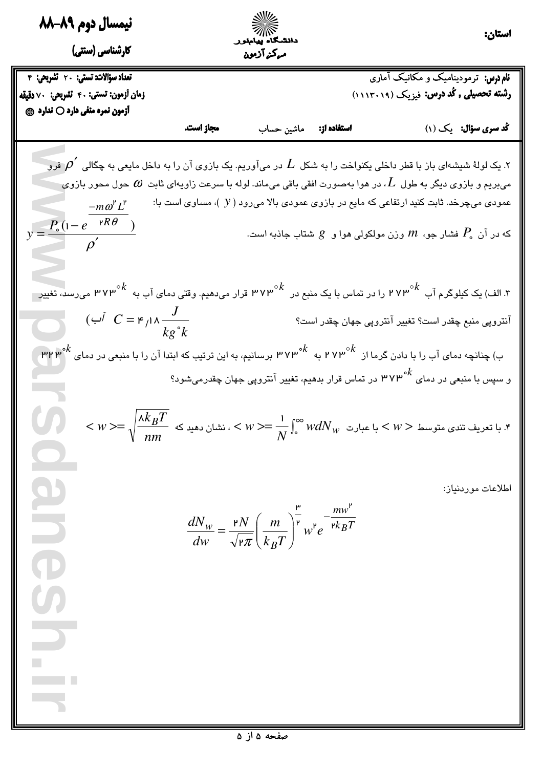**استان:**

**نیمسال دوم ۸۹-۸۸**

**کارشناسی (سنتی)**

دانشگاه پیام‌نور
مرکز آزمون

**نام درس:** ترمودینامیک و مکانیک آماری
**رشته تحصیلی ، کُد درس:** فیزیک (۱۱۱۳۰۱۹)

**تعداد سؤالات: تستی:** ۲۰ **تشریحی:** ۴
**زمان آزمون: تستی:** ۴۰ **تشریحی:** ۷۰ دقیقه
**آزمون نمره منفی دارد** ○ **ندارد** ⊛

**کُد سری سؤال:** یک (۱) **استفاده از:** ماشین حساب **مجاز است.**

---

۲. یک لولهٔ شیشه‌ای باز با قطر داخلی یکنواخت را به شکل $L$ در می‌آوریم. یک بازوی آن را به داخل مایعی به چگالی $\rho'$ فرو می‌بریم و بازوی دیگر به طول $L$، در هوا به‌صورت افقی باقی می‌ماند. لوله با سرعت زاویه‌ای ثابت $\omega$ حول محور بازوی عمودی می‌چرخد. ثابت کنید ارتفاعی که مایع در بازوی عمودی بالا می‌رود ($y$)، مساوی است با:

$$y = \frac{P_\circ\left(1 - e^{\frac{-m\omega^2 L^2}{2R\theta}}\right)}{\rho'}$$

که در آن $P_\circ$ فشار جو، $m$ وزن مولکولی هوا و $g$ شتاب جاذبه است.

۳. الف) یک کیلوگرم آب $273^\circ k$ را در تماس با یک منبع در $373^\circ k$ قرار می‌دهیم. وقتی دمای آب به $373^\circ k$ می‌رسد، تغییر آنتروپی منبع چقدر است؟ تغییر آنتروپی جهان چقدر است؟ ($C = 4/18 \frac{J}{kg^\circ k}$ آب)

ب) چنانچه دمای آب را با دادن گرما از $273^\circ k$ به $373^\circ k$ برسانیم، به این ترتیب که ابتدا آن را با منبعی در دمای $323^\circ k$ و سپس با منبعی در دمای $373^\circ k$ در تماس قرار بدهیم، تغییر آنتروپی جهان چقدرمی‌شود؟

۴. با تعریف تندی متوسط $< w >$ با عبارت $< w > = \frac{1}{N}\int_\circ^\infty w dN_w$ ، نشان دهید که $< w > = \sqrt{\frac{8k_BT}{nm}}$

اطلاعات موردنیاز:

$$\frac{dN_w}{dw} = \frac{2N}{\sqrt{2\pi}}\left(\frac{m}{k_BT}\right)^{\frac{3}{2}} w^2 e^{-\frac{mw^2}{2k_BT}}$$